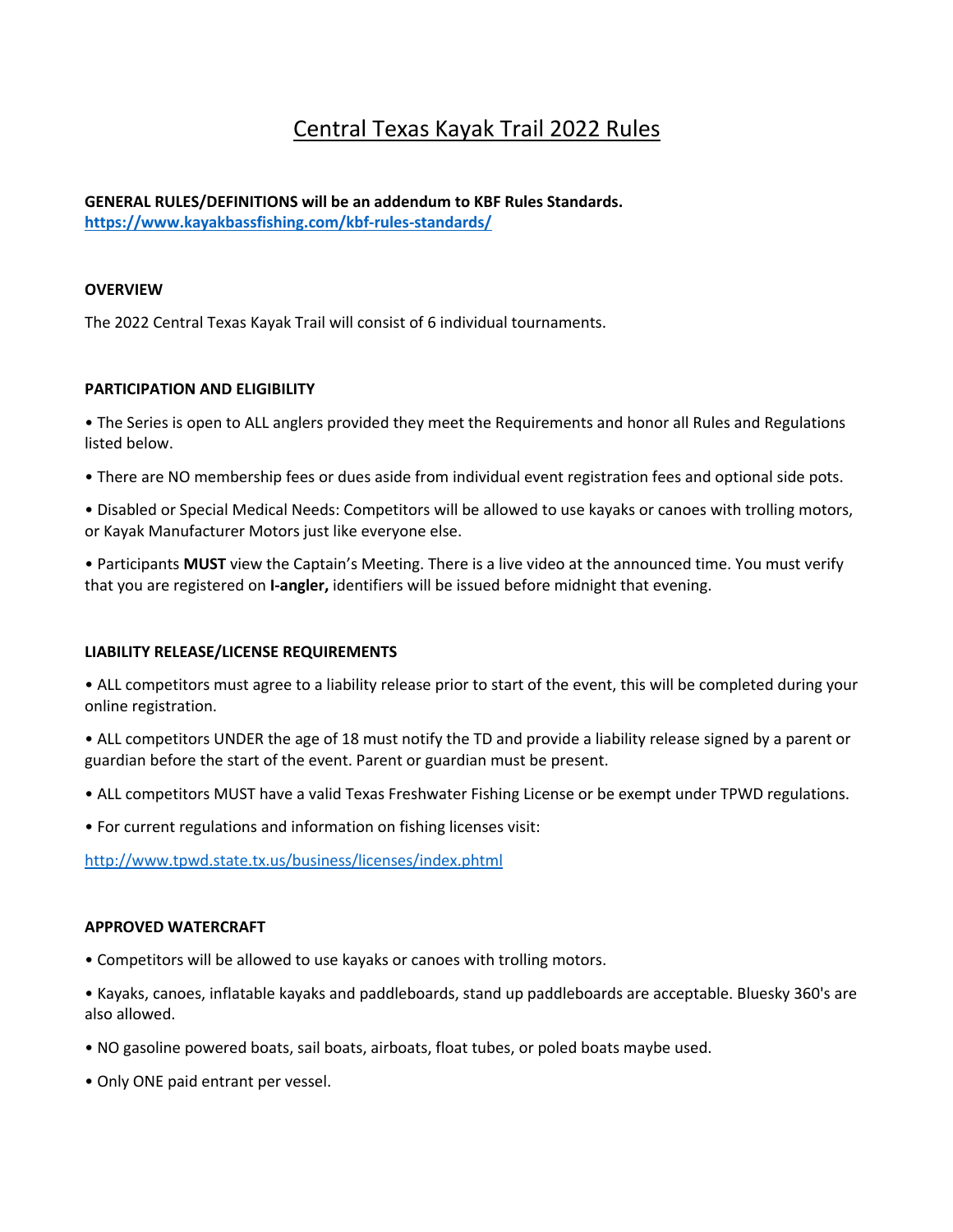# Central Texas Kayak Trail 2022 Rules

**GENERAL RULES/DEFINITIONS will be an addendum to KBF Rules Standards.**
**https://www.kayakbassfishing.com/kbf-rules-standards/**

**OVERVIEW**

The 2022 Central Texas Kayak Trail will consist of 6 individual tournaments.

**PARTICIPATION AND ELIGIBILITY**

• The Series is open to ALL anglers provided they meet the Requirements and honor all Rules and Regulations listed below.

• There are NO membership fees or dues aside from individual event registration fees and optional side pots.

• Disabled or Special Medical Needs: Competitors will be allowed to use kayaks or canoes with trolling motors, or Kayak Manufacturer Motors just like everyone else.

• Participants **MUST** view the Captain's Meeting. There is a live video at the announced time. You must verify that you are registered on **I-angler,** identifiers will be issued before midnight that evening.

**LIABILITY RELEASE/LICENSE REQUIREMENTS**

• ALL competitors must agree to a liability release prior to start of the event, this will be completed during your online registration.

• ALL competitors UNDER the age of 18 must notify the TD and provide a liability release signed by a parent or guardian before the start of the event. Parent or guardian must be present.

• ALL competitors MUST have a valid Texas Freshwater Fishing License or be exempt under TPWD regulations.

• For current regulations and information on fishing licenses visit:

http://www.tpwd.state.tx.us/business/licenses/index.phtml

**APPROVED WATERCRAFT**

• Competitors will be allowed to use kayaks or canoes with trolling motors.

• Kayaks, canoes, inflatable kayaks and paddleboards, stand up paddleboards are acceptable. Bluesky 360's are also allowed.

• NO gasoline powered boats, sail boats, airboats, float tubes, or poled boats maybe used.

• Only ONE paid entrant per vessel.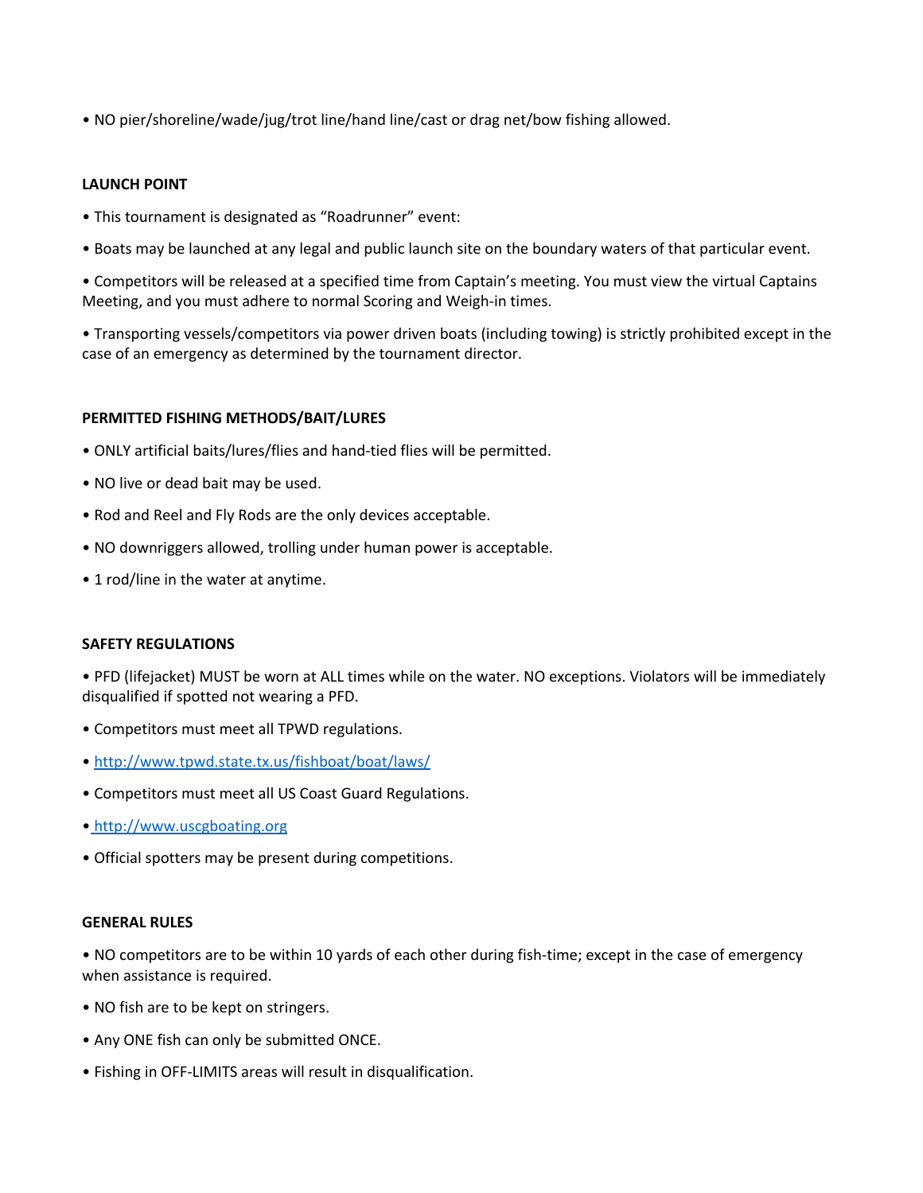- NO pier/shoreline/wade/jug/trot line/hand line/cast or drag net/bow fishing allowed.

**LAUNCH POINT**

- This tournament is designated as "Roadrunner" event:
- Boats may be launched at any legal and public launch site on the boundary waters of that particular event.
- Competitors will be released at a specified time from Captain's meeting. You must view the virtual Captains Meeting, and you must adhere to normal Scoring and Weigh-in times.
- Transporting vessels/competitors via power driven boats (including towing) is strictly prohibited except in the case of an emergency as determined by the tournament director.

**PERMITTED FISHING METHODS/BAIT/LURES**

- ONLY artificial baits/lures/flies and hand-tied flies will be permitted.
- NO live or dead bait may be used.
- Rod and Reel and Fly Rods are the only devices acceptable.
- NO downriggers allowed, trolling under human power is acceptable.
- 1 rod/line in the water at anytime.

**SAFETY REGULATIONS**

- PFD (lifejacket) MUST be worn at ALL times while on the water. NO exceptions. Violators will be immediately disqualified if spotted not wearing a PFD.
- Competitors must meet all TPWD regulations.
- http://www.tpwd.state.tx.us/fishboat/boat/laws/
- Competitors must meet all US Coast Guard Regulations.
- http://www.uscgboating.org
- Official spotters may be present during competitions.

**GENERAL RULES**

- NO competitors are to be within 10 yards of each other during fish-time; except in the case of emergency when assistance is required.
- NO fish are to be kept on stringers.
- Any ONE fish can only be submitted ONCE.
- Fishing in OFF-LIMITS areas will result in disqualification.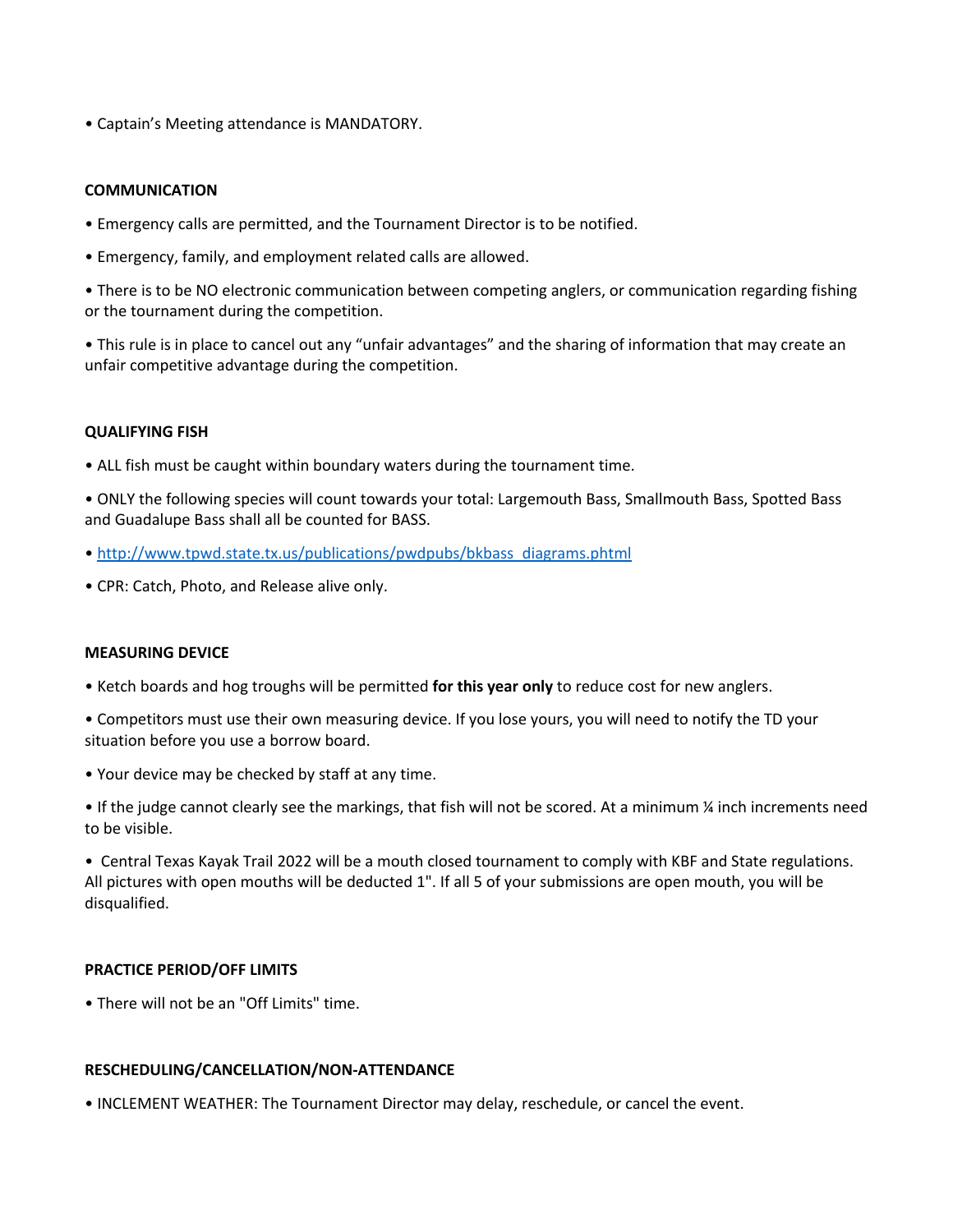• Captain's Meeting attendance is MANDATORY.

**COMMUNICATION**

• Emergency calls are permitted, and the Tournament Director is to be notified.

• Emergency, family, and employment related calls are allowed.

• There is to be NO electronic communication between competing anglers, or communication regarding fishing or the tournament during the competition.

• This rule is in place to cancel out any "unfair advantages" and the sharing of information that may create an unfair competitive advantage during the competition.

**QUALIFYING FISH**

• ALL fish must be caught within boundary waters during the tournament time.

• ONLY the following species will count towards your total: Largemouth Bass, Smallmouth Bass, Spotted Bass and Guadalupe Bass shall all be counted for BASS.

• [http://www.tpwd.state.tx.us/publications/pwdpubs/bkbass_diagrams.phtml](http://www.tpwd.state.tx.us/publications/pwdpubs/bkbass_diagrams.phtml)

• CPR: Catch, Photo, and Release alive only.

**MEASURING DEVICE**

• Ketch boards and hog troughs will be permitted **for this year only** to reduce cost for new anglers.

• Competitors must use their own measuring device. If you lose yours, you will need to notify the TD your situation before you use a borrow board.

• Your device may be checked by staff at any time.

• If the judge cannot clearly see the markings, that fish will not be scored. At a minimum ¼ inch increments need to be visible.

• Central Texas Kayak Trail 2022 will be a mouth closed tournament to comply with KBF and State regulations. All pictures with open mouths will be deducted 1". If all 5 of your submissions are open mouth, you will be disqualified.

**PRACTICE PERIOD/OFF LIMITS**

• There will not be an "Off Limits" time.

**RESCHEDULING/CANCELLATION/NON-ATTENDANCE**

• INCLEMENT WEATHER: The Tournament Director may delay, reschedule, or cancel the event.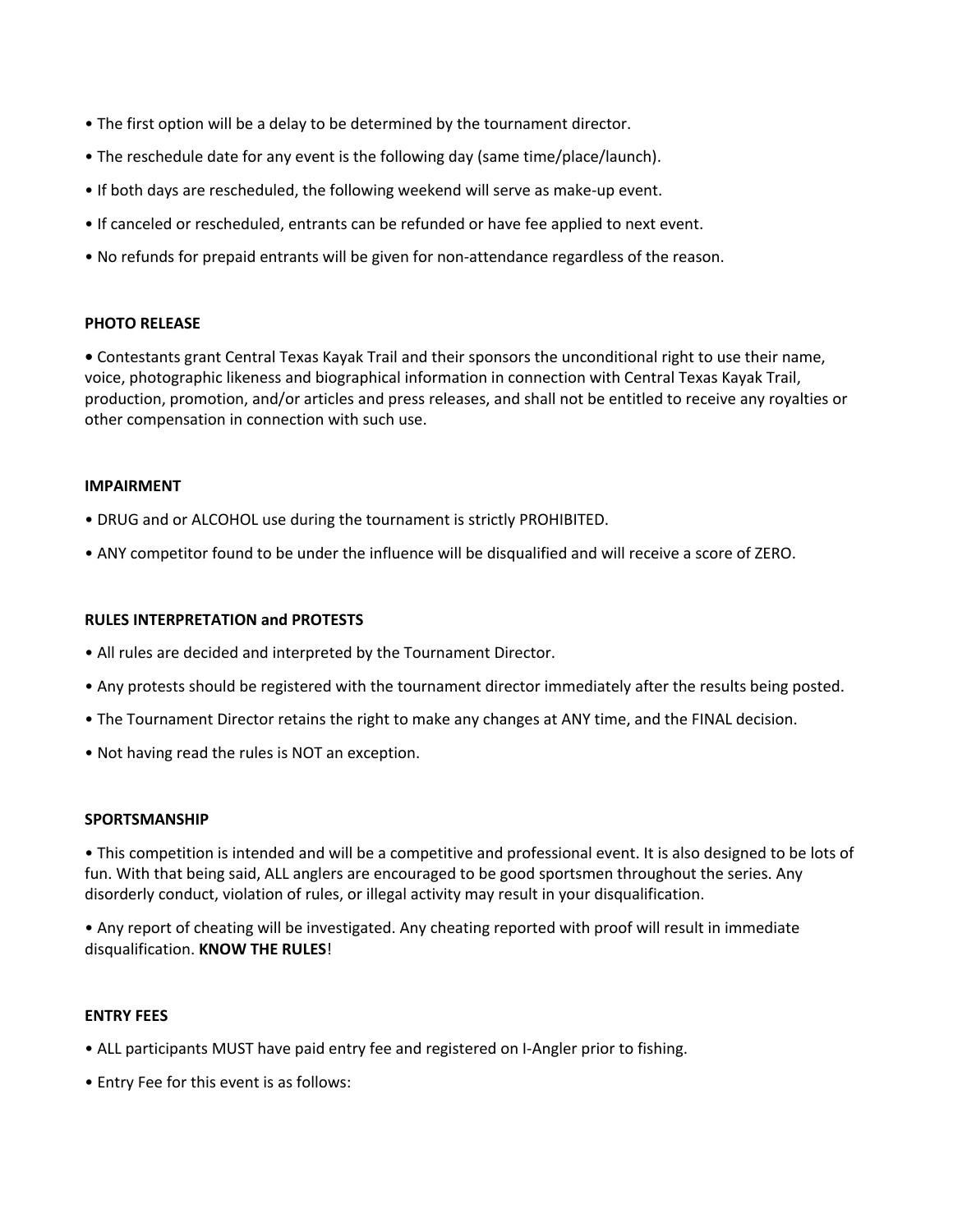- The first option will be a delay to be determined by the tournament director.
- The reschedule date for any event is the following day (same time/place/launch).
- If both days are rescheduled, the following weekend will serve as make-up event.
- If canceled or rescheduled, entrants can be refunded or have fee applied to next event.
- No refunds for prepaid entrants will be given for non-attendance regardless of the reason.

**PHOTO RELEASE**

- Contestants grant Central Texas Kayak Trail and their sponsors the unconditional right to use their name, voice, photographic likeness and biographical information in connection with Central Texas Kayak Trail, production, promotion, and/or articles and press releases, and shall not be entitled to receive any royalties or other compensation in connection with such use.

**IMPAIRMENT**

- DRUG and or ALCOHOL use during the tournament is strictly PROHIBITED.
- ANY competitor found to be under the influence will be disqualified and will receive a score of ZERO.

**RULES INTERPRETATION and PROTESTS**

- All rules are decided and interpreted by the Tournament Director.
- Any protests should be registered with the tournament director immediately after the results being posted.
- The Tournament Director retains the right to make any changes at ANY time, and the FINAL decision.
- Not having read the rules is NOT an exception.

**SPORTSMANSHIP**

- This competition is intended and will be a competitive and professional event. It is also designed to be lots of fun. With that being said, ALL anglers are encouraged to be good sportsmen throughout the series. Any disorderly conduct, violation of rules, or illegal activity may result in your disqualification.
- Any report of cheating will be investigated. Any cheating reported with proof will result in immediate disqualification. **KNOW THE RULES**!

**ENTRY FEES**

- ALL participants MUST have paid entry fee and registered on I-Angler prior to fishing.
- Entry Fee for this event is as follows: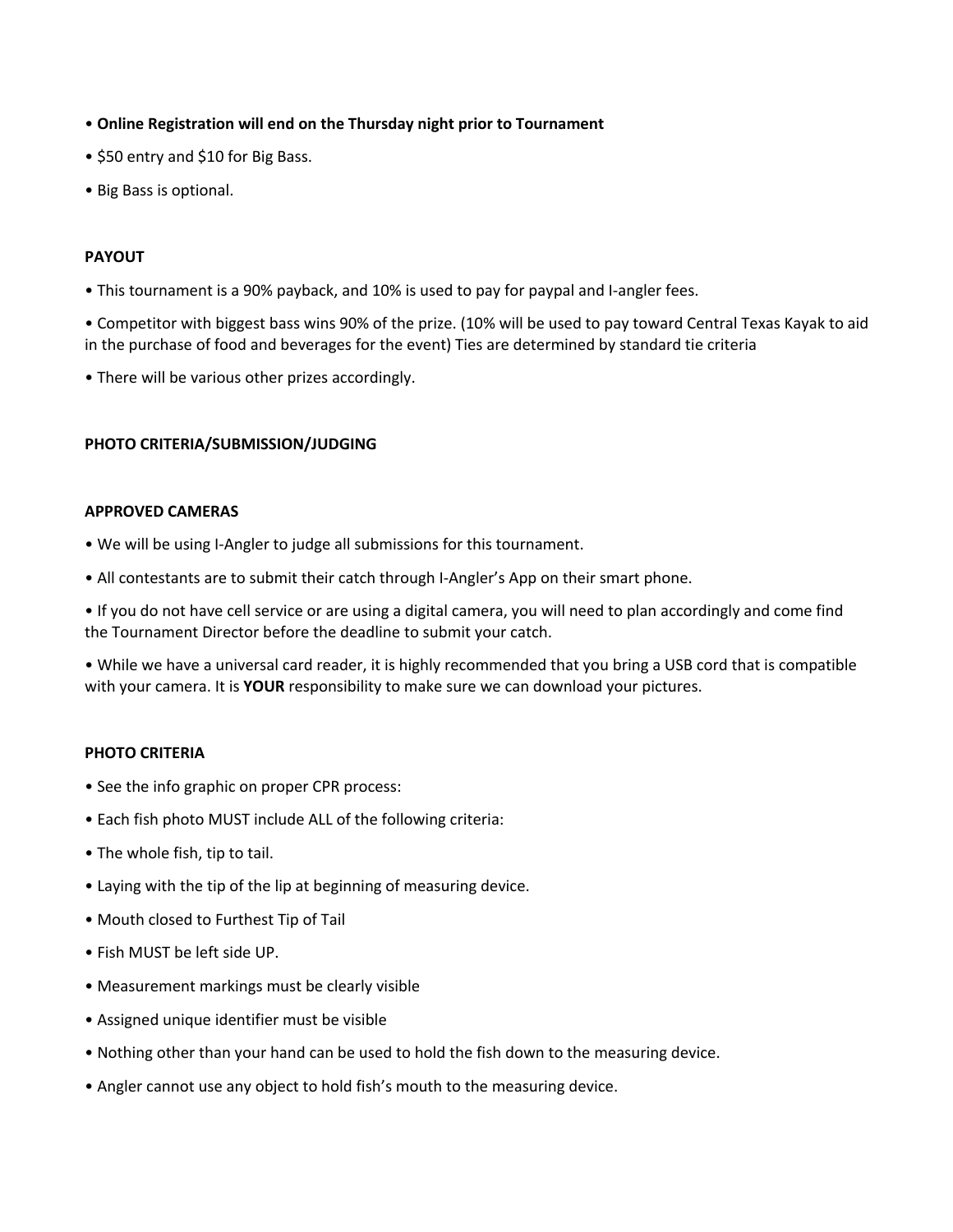- **Online Registration will end on the Thursday night prior to Tournament**
- $50 entry and $10 for Big Bass.
- Big Bass is optional.

**PAYOUT**

- This tournament is a 90% payback, and 10% is used to pay for paypal and I-angler fees.
- Competitor with biggest bass wins 90% of the prize. (10% will be used to pay toward Central Texas Kayak to aid in the purchase of food and beverages for the event) Ties are determined by standard tie criteria
- There will be various other prizes accordingly.

**PHOTO CRITERIA/SUBMISSION/JUDGING**

**APPROVED CAMERAS**

- We will be using I-Angler to judge all submissions for this tournament.
- All contestants are to submit their catch through I-Angler's App on their smart phone.
- If you do not have cell service or are using a digital camera, you will need to plan accordingly and come find the Tournament Director before the deadline to submit your catch.
- While we have a universal card reader, it is highly recommended that you bring a USB cord that is compatible with your camera. It is **YOUR** responsibility to make sure we can download your pictures.

**PHOTO CRITERIA**

- See the info graphic on proper CPR process:
- Each fish photo MUST include ALL of the following criteria:
- The whole fish, tip to tail.
- Laying with the tip of the lip at beginning of measuring device.
- Mouth closed to Furthest Tip of Tail
- Fish MUST be left side UP.
- Measurement markings must be clearly visible
- Assigned unique identifier must be visible
- Nothing other than your hand can be used to hold the fish down to the measuring device.
- Angler cannot use any object to hold fish's mouth to the measuring device.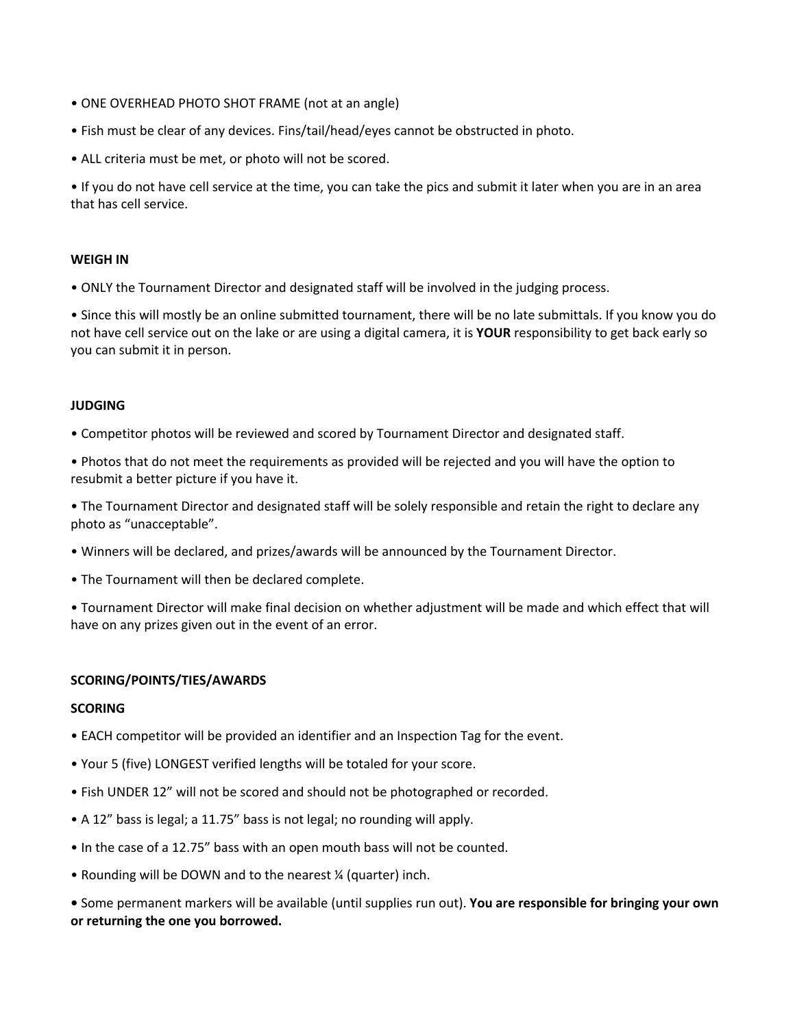- ONE OVERHEAD PHOTO SHOT FRAME (not at an angle)
- Fish must be clear of any devices. Fins/tail/head/eyes cannot be obstructed in photo.
- ALL criteria must be met, or photo will not be scored.
- If you do not have cell service at the time, you can take the pics and submit it later when you are in an area that has cell service.

**WEIGH IN**

- ONLY the Tournament Director and designated staff will be involved in the judging process.
- Since this will mostly be an online submitted tournament, there will be no late submittals. If you know you do not have cell service out on the lake or are using a digital camera, it is **YOUR** responsibility to get back early so you can submit it in person.

**JUDGING**

- Competitor photos will be reviewed and scored by Tournament Director and designated staff.
- Photos that do not meet the requirements as provided will be rejected and you will have the option to resubmit a better picture if you have it.
- The Tournament Director and designated staff will be solely responsible and retain the right to declare any photo as "unacceptable".
- Winners will be declared, and prizes/awards will be announced by the Tournament Director.
- The Tournament will then be declared complete.
- Tournament Director will make final decision on whether adjustment will be made and which effect that will have on any prizes given out in the event of an error.

**SCORING/POINTS/TIES/AWARDS**

**SCORING**

- EACH competitor will be provided an identifier and an Inspection Tag for the event.
- Your 5 (five) LONGEST verified lengths will be totaled for your score.
- Fish UNDER 12" will not be scored and should not be photographed or recorded.
- A 12" bass is legal; a 11.75" bass is not legal; no rounding will apply.
- In the case of a 12.75" bass with an open mouth bass will not be counted.
- Rounding will be DOWN and to the nearest ¼ (quarter) inch.
- Some permanent markers will be available (until supplies run out). **You are responsible for bringing your own or returning the one you borrowed.**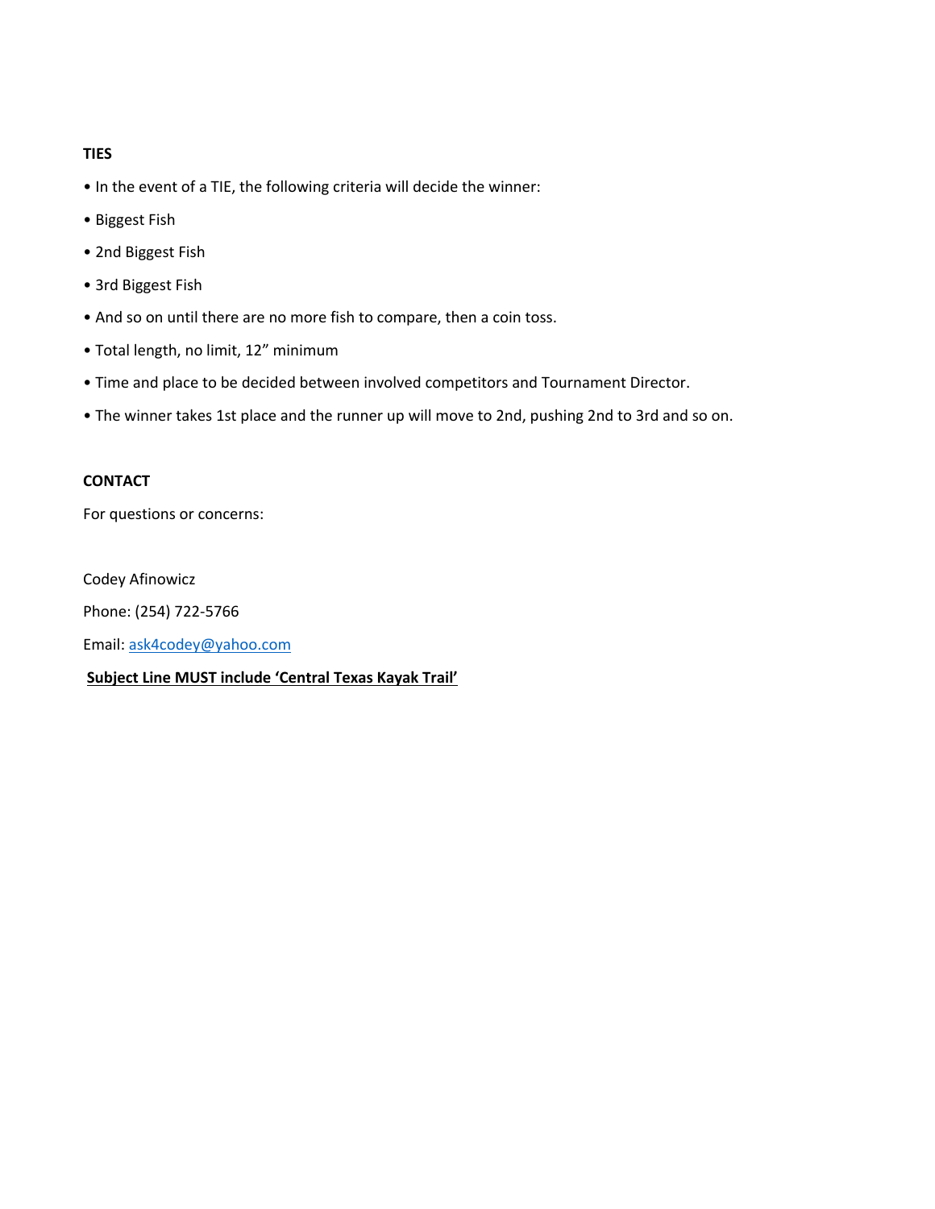**TIES**

- In the event of a TIE, the following criteria will decide the winner:
- Biggest Fish
- 2nd Biggest Fish
- 3rd Biggest Fish
- And so on until there are no more fish to compare, then a coin toss.
- Total length, no limit, 12" minimum
- Time and place to be decided between involved competitors and Tournament Director.
- The winner takes 1st place and the runner up will move to 2nd, pushing 2nd to 3rd and so on.

**CONTACT**

For questions or concerns:

Codey Afinowicz

Phone: (254) 722-5766

Email: ask4codey@yahoo.com

**Subject Line MUST include 'Central Texas Kayak Trail'**